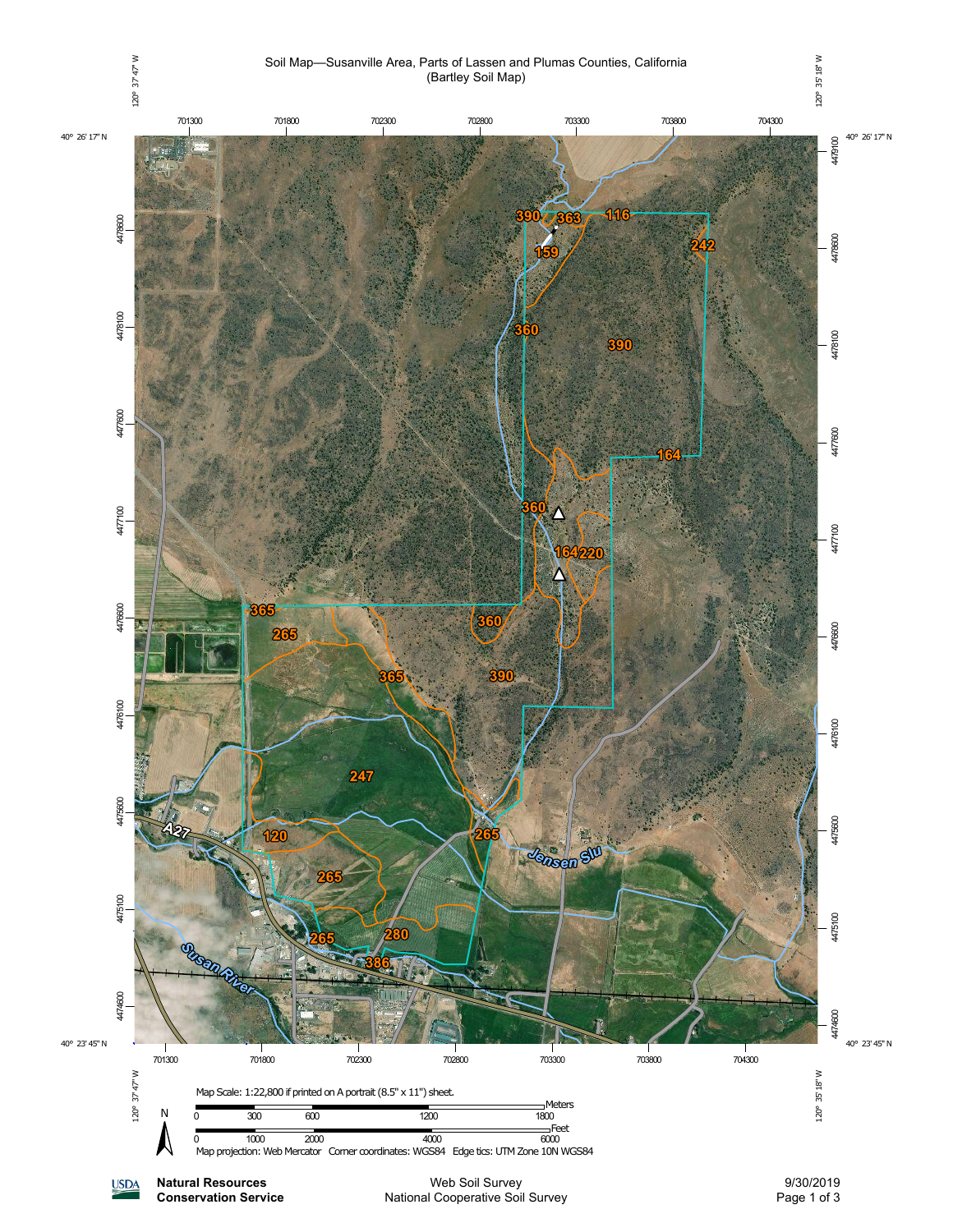# Soil Map—Susanville Area, Parts of Lassen and Plumas Counties, California
(Bartley Soil Map)

Map Scale: 1:22,800 if printed on A portrait (8.5" x 11") sheet.

Meters: 0, 300, 600, 1200, 1800

Feet: 0, 1000, 2000, 4000, 6000

Map projection: Web Mercator Corner coordinates: WGS84 Edge tics: UTM Zone 10N WGS84

Natural Resources Conservation Service

Web Soil Survey
National Cooperative Soil Survey

9/30/2019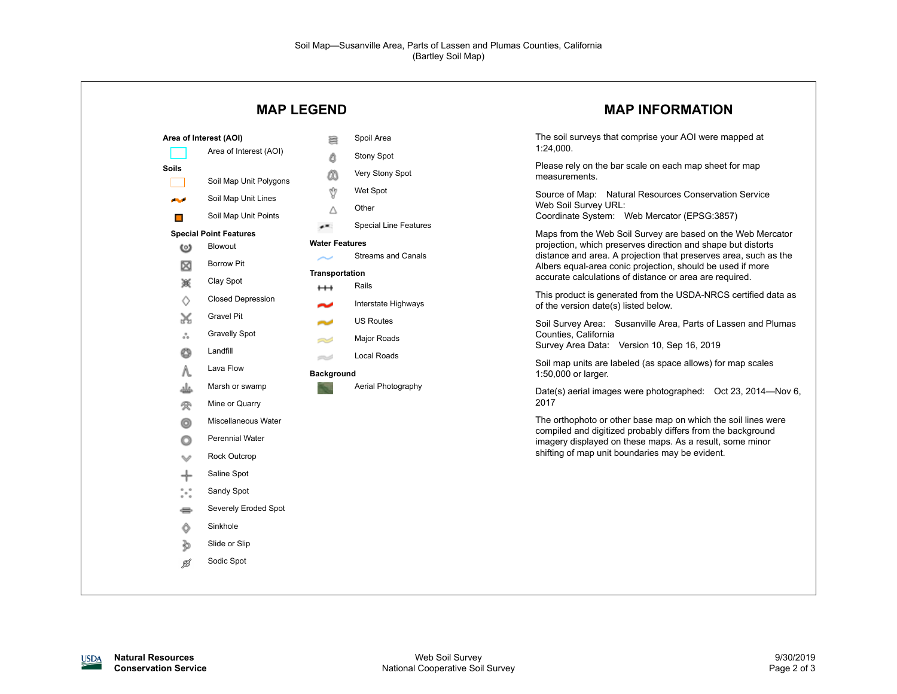Soil Map—Susanville Area, Parts of Lassen and Plumas Counties, California
(Bartley Soil Map)

## MAP LEGEND

**Area of Interest (AOI)**

- Area of Interest (AOI)

**Soils**

- Soil Map Unit Polygons
- Soil Map Unit Lines
- Soil Map Unit Points

**Special Point Features**

- Blowout
- Borrow Pit
- Clay Spot
- Closed Depression
- Gravel Pit
- Gravelly Spot
- Landfill
- Lava Flow
- Marsh or swamp
- Mine or Quarry
- Miscellaneous Water
- Perennial Water
- Rock Outcrop
- Saline Spot
- Sandy Spot
- Severely Eroded Spot
- Sinkhole
- Slide or Slip
- Sodic Spot
- Spoil Area
- Stony Spot
- Very Stony Spot
- Wet Spot
- Other
- Special Line Features

**Water Features**

- Streams and Canals

**Transportation**

- Rails
- Interstate Highways
- US Routes
- Major Roads
- Local Roads

**Background**

- Aerial Photography

## MAP INFORMATION

The soil surveys that comprise your AOI were mapped at 1:24,000.

Please rely on the bar scale on each map sheet for map measurements.

Source of Map: Natural Resources Conservation Service
Web Soil Survey URL:
Coordinate System: Web Mercator (EPSG:3857)

Maps from the Web Soil Survey are based on the Web Mercator projection, which preserves direction and shape but distorts distance and area. A projection that preserves area, such as the Albers equal-area conic projection, should be used if more accurate calculations of distance or area are required.

This product is generated from the USDA-NRCS certified data as of the version date(s) listed below.

Soil Survey Area: Susanville Area, Parts of Lassen and Plumas Counties, California
Survey Area Data: Version 10, Sep 16, 2019

Soil map units are labeled (as space allows) for map scales 1:50,000 or larger.

Date(s) aerial images were photographed: Oct 23, 2014—Nov 6, 2017

The orthophoto or other base map on which the soil lines were compiled and digitized probably differs from the background imagery displayed on these maps. As a result, some minor shifting of map unit boundaries may be evident.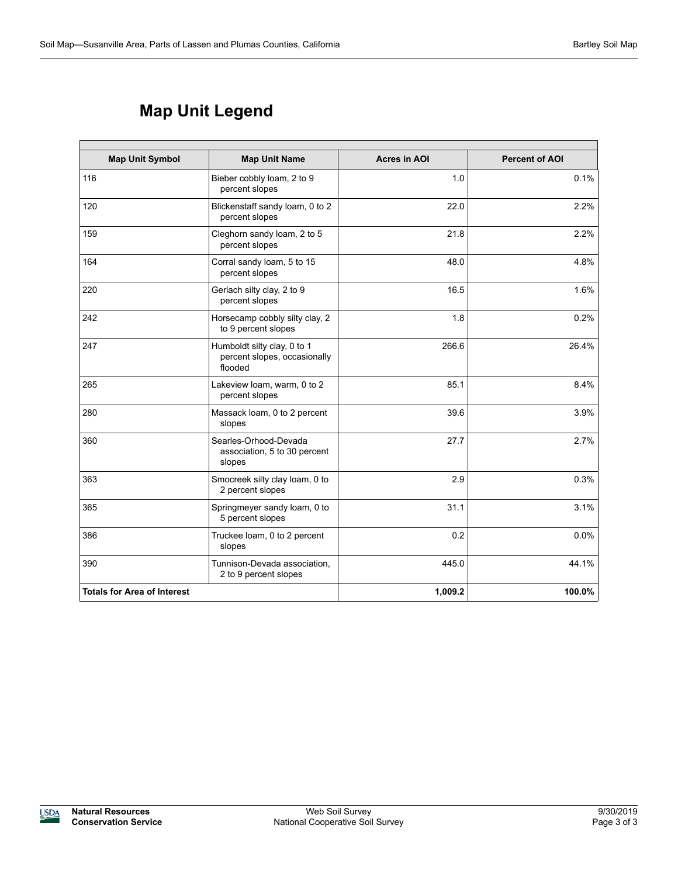## Map Unit Legend

| Map Unit Symbol | Map Unit Name | Acres in AOI | Percent of AOI |
|---|---|---|---|
| 116 | Bieber cobbly loam, 2 to 9 percent slopes | 1.0 | 0.1% |
| 120 | Blickenstaff sandy loam, 0 to 2 percent slopes | 22.0 | 2.2% |
| 159 | Cleghorn sandy loam, 2 to 5 percent slopes | 21.8 | 2.2% |
| 164 | Corral sandy loam, 5 to 15 percent slopes | 48.0 | 4.8% |
| 220 | Gerlach silty clay, 2 to 9 percent slopes | 16.5 | 1.6% |
| 242 | Horsecamp cobbly silty clay, 2 to 9 percent slopes | 1.8 | 0.2% |
| 247 | Humboldt silty clay, 0 to 1 percent slopes, occasionally flooded | 266.6 | 26.4% |
| 265 | Lakeview loam, warm, 0 to 2 percent slopes | 85.1 | 8.4% |
| 280 | Massack loam, 0 to 2 percent slopes | 39.6 | 3.9% |
| 360 | Searles-Orhood-Devada association, 5 to 30 percent slopes | 27.7 | 2.7% |
| 363 | Smocreek silty clay loam, 0 to 2 percent slopes | 2.9 | 0.3% |
| 365 | Springmeyer sandy loam, 0 to 5 percent slopes | 31.1 | 3.1% |
| 386 | Truckee loam, 0 to 2 percent slopes | 0.2 | 0.0% |
| 390 | Tunnison-Devada association, 2 to 9 percent slopes | 445.0 | 44.1% |
| **Totals for Area of Interest** | | **1,009.2** | **100.0%** |